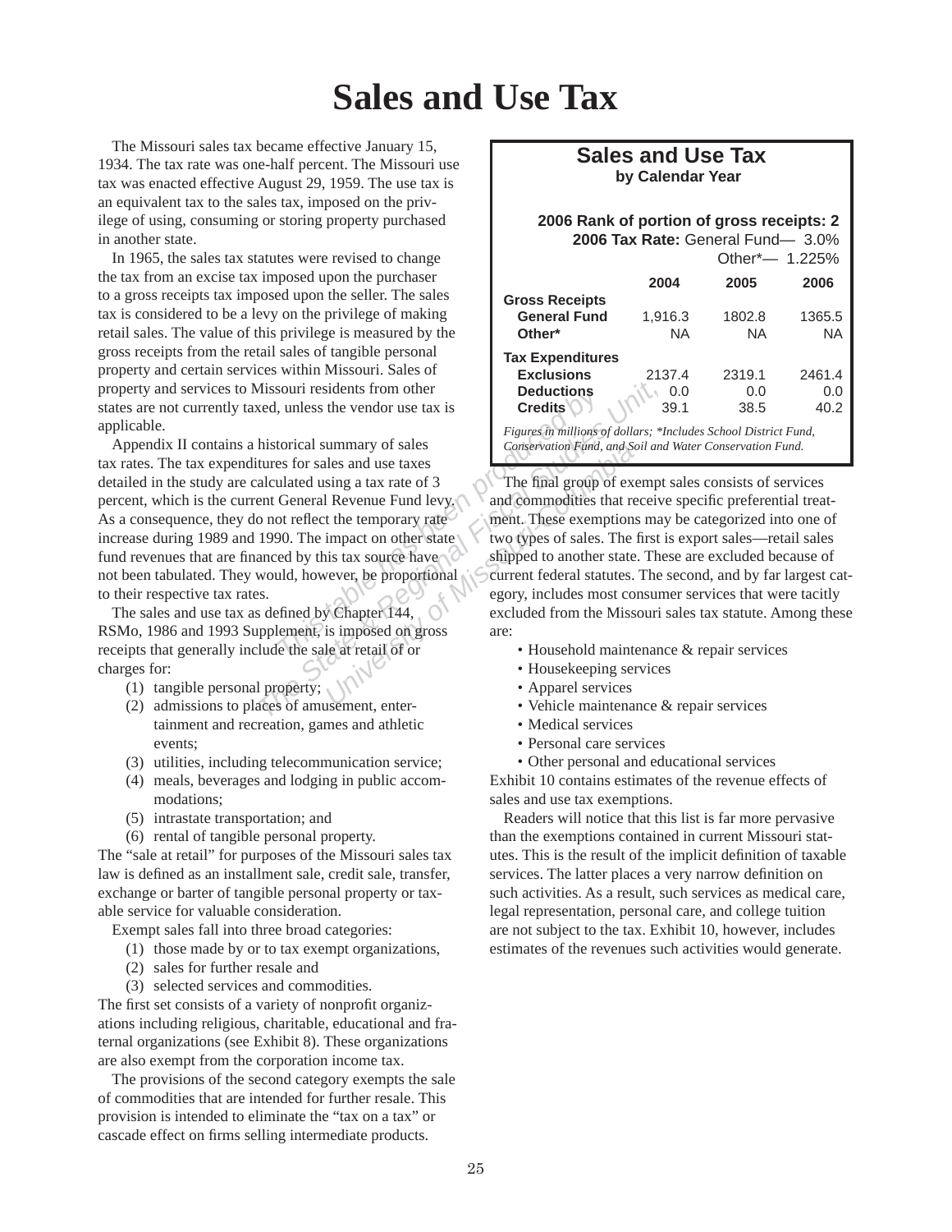# Sales and Use Tax

The Missouri sales tax became effective January 15, 1934. The tax rate was one-half percent. The Missouri use tax was enacted effective August 29, 1959. The use tax is an equivalent tax to the sales tax, imposed on the privilege of using, consuming or storing property purchased in another state.

In 1965, the sales tax statutes were revised to change the tax from an excise tax imposed upon the purchaser to a gross receipts tax imposed upon the seller. The sales tax is considered to be a levy on the privilege of making retail sales. The value of this privilege is measured by the gross receipts from the retail sales of tangible personal property and certain services within Missouri. Sales of property and services to Missouri residents from other states are not currently taxed, unless the vendor use tax is applicable.

Appendix II contains a historical summary of sales tax rates. The tax expenditures for sales and use taxes detailed in the study are calculated using a tax rate of 3 percent, which is the current General Revenue Fund levy. As a consequence, they do not reflect the temporary rate increase during 1989 and 1990. The impact on other state fund revenues that are financed by this tax source have not been tabulated. They would, however, be proportional to their respective tax rates.

The sales and use tax as defined by Chapter 144, RSMo, 1986 and 1993 Supplement, is imposed on gross receipts that generally include the sale at retail of or charges for:

(1) tangible personal property;
(2) admissions to places of amusement, entertainment and recreation, games and athletic events;
(3) utilities, including telecommunication service;
(4) meals, beverages and lodging in public accommodations;
(5) intrastate transportation; and
(6) rental of tangible personal property.

The "sale at retail" for purposes of the Missouri sales tax law is defined as an installment sale, credit sale, transfer, exchange or barter of tangible personal property or taxable service for valuable consideration.

Exempt sales fall into three broad categories:

(1) those made by or to tax exempt organizations,
(2) sales for further resale and
(3) selected services and commodities.

The first set consists of a variety of nonprofit organizations including religious, charitable, educational and fraternal organizations (see Exhibit 8). These organizations are also exempt from the corporation income tax.

The provisions of the second category exempts the sale of commodities that are intended for further resale. This provision is intended to eliminate the "tax on a tax" or cascade effect on firms selling intermediate products.

**Sales and Use Tax**
**by Calendar Year**

**2006 Rank of portion of gross receipts: 2**
**2006 Tax Rate:** General Fund— 3.0%
Other*— 1.225%

| | 2004 | 2005 | 2006 |
|---|---|---|---|
| **Gross Receipts** | | | |
| **General Fund** | 1,916.3 | 1802.8 | 1365.5 |
| **Other*** | NA | NA | NA |
| **Tax Expenditures** | | | |
| **Exclusions** | 2137.4 | 2319.1 | 2461.4 |
| **Deductions** | 0.0 | 0.0 | 0.0 |
| **Credits** | 39.1 | 38.5 | 40.2 |

*Figures in millions of dollars; \*Includes School District Fund, Conservation Fund, and Soil and Water Conservation Fund.*

The final group of exempt sales consists of services and commodities that receive specific preferential treatment. These exemptions may be categorized into one of two types of sales. The first is export sales—retail sales shipped to another state. These are excluded because of current federal statutes. The second, and by far largest category, includes most consumer services that were tacitly excluded from the Missouri sales tax statute. Among these are:

- Household maintenance & repair services
- Housekeeping services
- Apparel services
- Vehicle maintenance & repair services
- Medical services
- Personal care services
- Other personal and educational services

Exhibit 10 contains estimates of the revenue effects of sales and use tax exemptions.

Readers will notice that this list is far more pervasive than the exemptions contained in current Missouri statutes. This is the result of the implicit definition of taxable services. The latter places a very narrow definition on such activities. As a result, such services as medical care, legal representation, personal care, and college tuition are not subject to the tax. Exhibit 10, however, includes estimates of the revenues such activities would generate.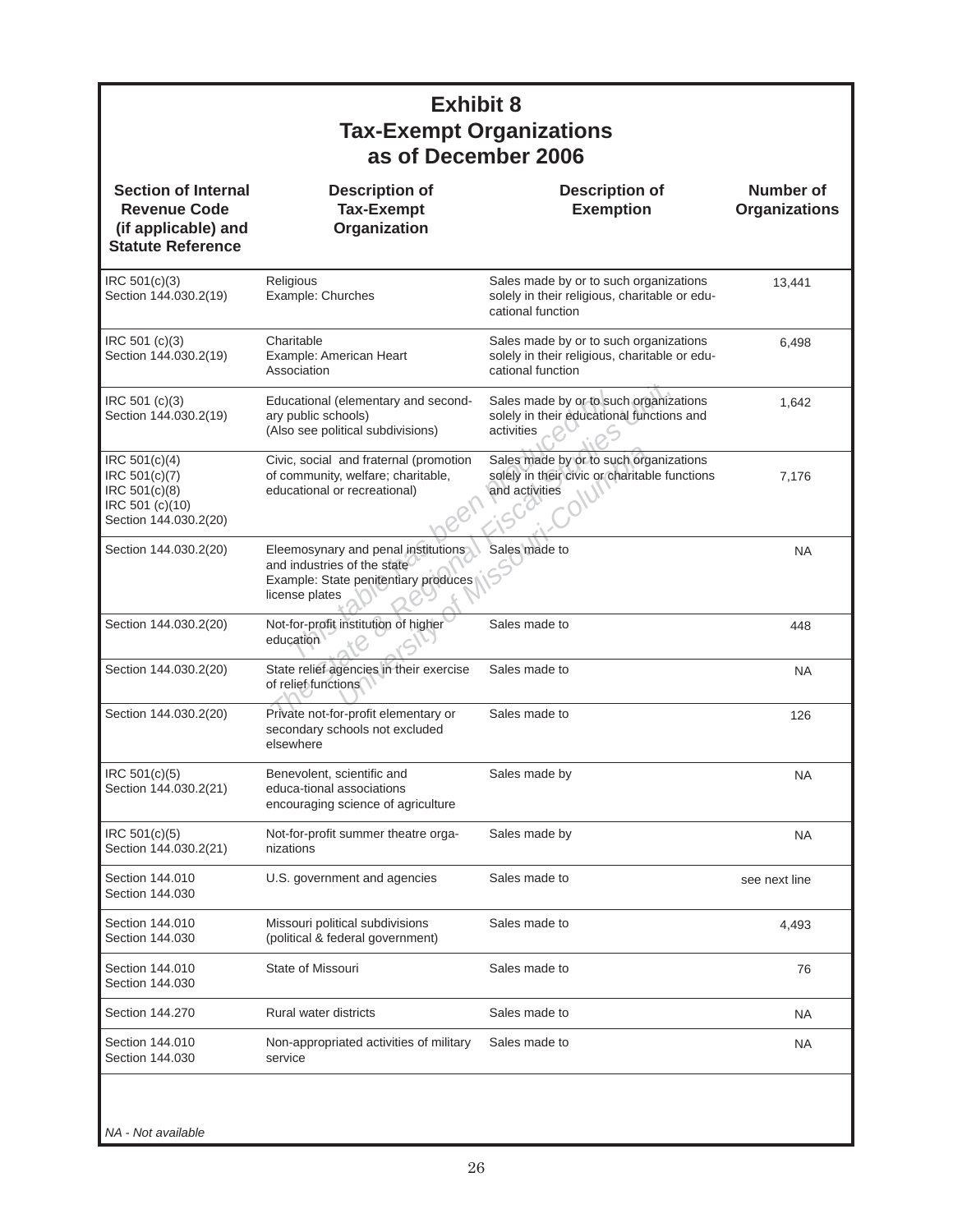# Exhibit 8
## Tax-Exempt Organizations as of December 2006

| Section of Internal Revenue Code (if applicable) and Statute Reference | Description of Tax-Exempt Organization | Description of Exemption | Number of Organizations |
|---|---|---|---|
| IRC 501(c)(3)<br>Section 144.030.2(19) | Religious<br>Example: Churches | Sales made by or to such organizations solely in their religious, charitable or educational function | 13,441 |
| IRC 501 (c)(3)<br>Section 144.030.2(19) | Charitable<br>Example: American Heart Association | Sales made by or to such organizations solely in their religious, charitable or educational function | 6,498 |
| IRC 501 (c)(3)<br>Section 144.030.2(19) | Educational (elementary and secondary public schools)<br>(Also see political subdivisions) | Sales made by or to such organizations solely in their educational functions and activities | 1,642 |
| IRC 501(c)(4)<br>IRC 501(c)(7)<br>IRC 501(c)(8)<br>IRC 501 (c)(10)<br>Section 144.030.2(20) | Civic, social and fraternal (promotion of community, welfare; charitable, educational or recreational) | Sales made by or to such organizations solely in their civic or charitable functions and activities | 7,176 |
| Section 144.030.2(20) | Eleemosynary and penal institutions and industries of the state<br>Example: State penitentiary produces license plates | Sales made to | NA |
| Section 144.030.2(20) | Not-for-profit institution of higher education | Sales made to | 448 |
| Section 144.030.2(20) | State relief agencies in their exercise of relief functions | Sales made to | NA |
| Section 144.030.2(20) | Private not-for-profit elementary or secondary schools not excluded elsewhere | Sales made to | 126 |
| IRC 501(c)(5)<br>Section 144.030.2(21) | Benevolent, scientific and educa-tional associations encouraging science of agriculture | Sales made by | NA |
| IRC 501(c)(5)<br>Section 144.030.2(21) | Not-for-profit summer theatre organizations | Sales made by | NA |
| Section 144.010<br>Section 144.030 | U.S. government and agencies | Sales made to | see next line |
| Section 144.010<br>Section 144.030 | Missouri political subdivisions (political & federal government) | Sales made to | 4,493 |
| Section 144.010<br>Section 144.030 | State of Missouri | Sales made to | 76 |
| Section 144.270 | Rural water districts | Sales made to | NA |
| Section 144.010<br>Section 144.030 | Non-appropriated activities of military service | Sales made to | NA |

*NA - Not available*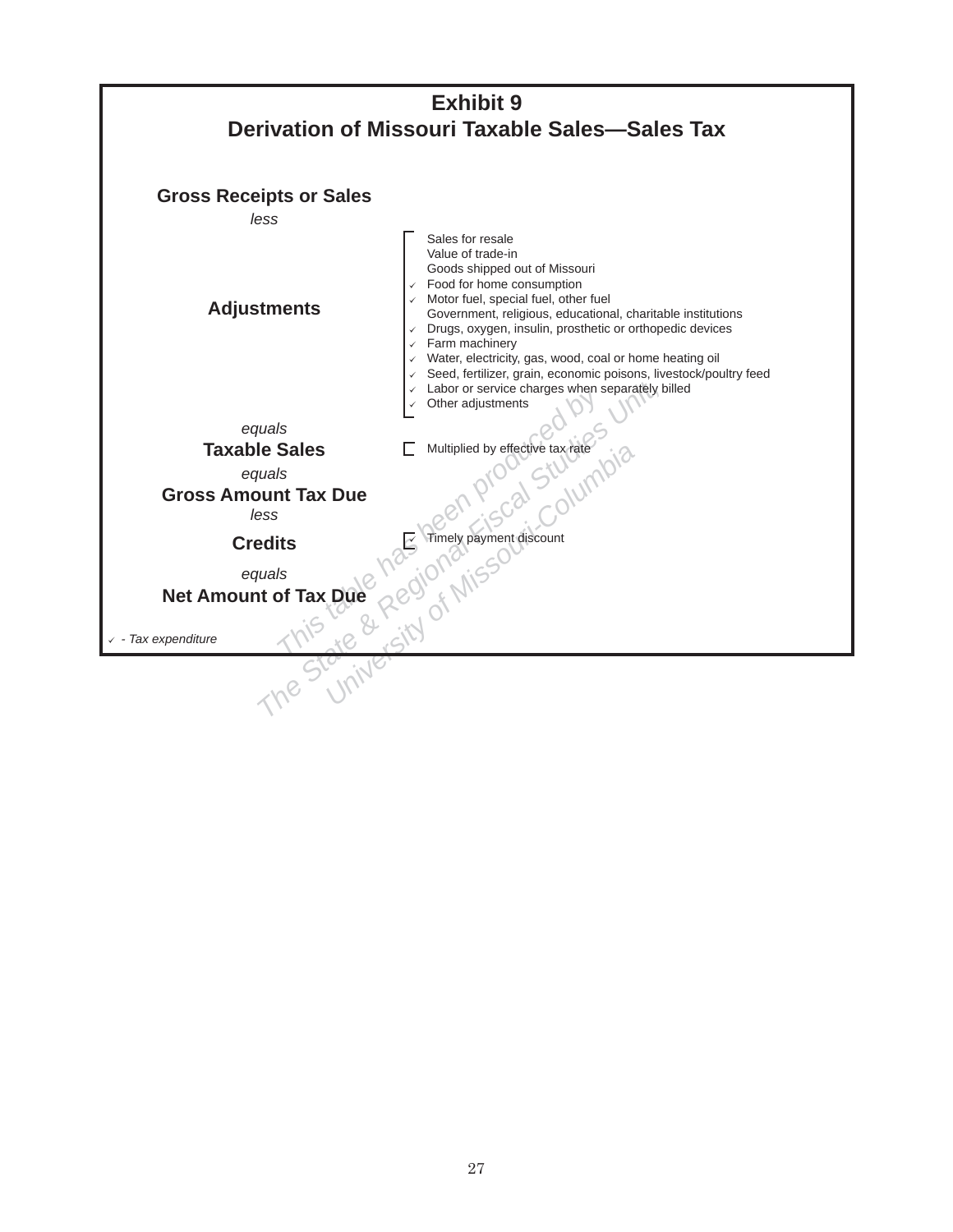# Exhibit 9
## Derivation of Missouri Taxable Sales—Sales Tax

**Gross Receipts or Sales**

*less*

**Adjustments**

- Sales for resale
- Value of trade-in
- Goods shipped out of Missouri
- ✓ Food for home consumption
- ✓ Motor fuel, special fuel, other fuel
- Government, religious, educational, charitable institutions
- ✓ Drugs, oxygen, insulin, prosthetic or orthopedic devices
- ✓ Farm machinery
- ✓ Water, electricity, gas, wood, coal or home heating oil
- ✓ Seed, fertilizer, grain, economic poisons, livestock/poultry feed
- ✓ Labor or service charges when separately billed
- ✓ Other adjustments

*equals*

**Taxable Sales**

- Multiplied by effective tax rate

*equals*

**Gross Amount Tax Due**

*less*

**Credits**

- ✓ Timely payment discount

*equals*

**Net Amount of Tax Due**

✓ *- Tax expenditure*

This table has been produced by The State & Regional Fiscal Studies Unit University of Missouri-Columbia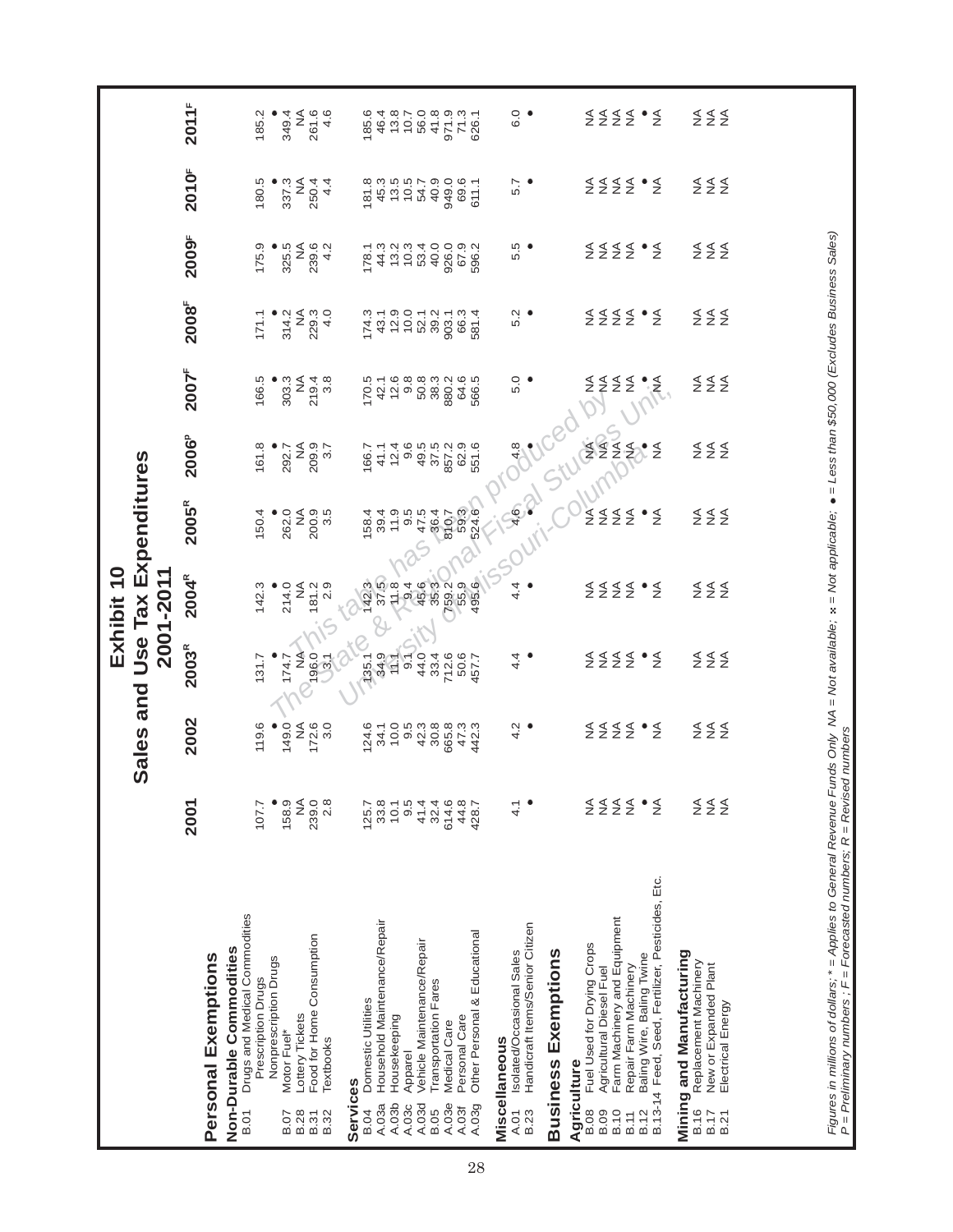# Exhibit 10
## Sales and Use Tax Expenditures
### 2001-2011

| | | 2001 | 2002 | 2003[R] | 2004[R] | 2005[R] | 2006[P] | 2007[F] | 2008[F] | 2009[F] | 2010[F] | 2011[F] |
|---|---|---|---|---|---|---|---|---|---|---|---|---|
| **Personal Exemptions** | | | | | | | | | | | | |
| **Non-Durable Commodities** | | | | | | | | | | | | |
| B.01 | Drugs and Medical Commodities | | | | | | | | | | | |
| | Prescription Drugs | 107.7 | 119.6 | 131.7 | 142.3 | 150.4 | 161.8 | 166.5 | 171.1 | 175.9 | 180.5 | 185.2 |
| | Nonprescription Drugs | • | • | • | • | • | • | • | • | • | • | • |
| B.07 | Motor Fuel* | 158.9 | 149.0 | 174.7 | 214.0 | 262.0 | 292.7 | 303.3 | 314.2 | 325.5 | 337.3 | 349.4 |
| B.28 | Lottery Tickets | NA | NA | NA | NA | NA | NA | NA | NA | NA | NA | NA |
| B.31 | Food for Home Consumption | 239.0 | 172.6 | 196.0 | 181.2 | 200.9 | 209.9 | 219.4 | 229.3 | 239.6 | 250.4 | 261.6 |
| B.32 | Textbooks | 2.8 | 3.0 | 3.1 | 2.9 | 3.5 | 3.7 | 3.8 | 4.0 | 4.2 | 4.4 | 4.6 |
| **Services** | | | | | | | | | | | | |
| B.04 | Domestic Utilities | 125.7 | 124.6 | 135.1 | 142.3 | 158.4 | 166.7 | 170.5 | 174.3 | 178.1 | 181.8 | 185.6 |
| A.03a | Household Maintenance/Repair | 33.8 | 34.1 | 34.9 | 37.5 | 39.4 | 41.1 | 42.1 | 43.1 | 44.3 | 45.3 | 46.4 |
| A.03b | Housekeeping | 10.1 | 10.0 | 11.1 | 11.8 | 11.9 | 12.4 | 12.6 | 12.9 | 13.2 | 13.5 | 13.8 |
| A.03c | Apparel | 9.5 | 9.5 | 9.1 | 9.4 | 9.5 | 9.6 | 9.8 | 10.0 | 10.3 | 10.5 | 10.7 |
| A.03d | Vehicle Maintenance/Repair | 41.4 | 42.3 | 44.0 | 45.6 | 47.5 | 49.5 | 50.8 | 52.1 | 53.4 | 54.7 | 56.0 |
| B.05 | Transportation Fares | 32.4 | 30.8 | 33.4 | 35.3 | 36.4 | 37.5 | 38.3 | 39.2 | 40.0 | 40.9 | 41.8 |
| A.03e | Medical Care | 614.6 | 665.8 | 712.6 | 759.2 | 810.7 | 857.2 | 880.2 | 903.1 | 926.0 | 949.0 | 971.9 |
| A.03f | Personal Care | 44.8 | 47.3 | 50.6 | 55.9 | 59.3 | 62.9 | 64.6 | 66.3 | 67.9 | 69.6 | 71.3 |
| A.03g | Other Personal & Educational | 428.7 | 442.3 | 457.7 | 495.6 | 524.6 | 551.6 | 566.5 | 581.4 | 596.2 | 611.1 | 626.1 |
| **Miscellaneous** | | | | | | | | | | | | |
| A.01 | Isolated/Occasional Sales | 4.1 | 4.2 | 4.4 | 4.4 | 4.6 | 4.8 | 5.0 | 5.2 | 5.5 | 5.7 | 6.0 |
| B.23 | Handicraft Items/Senior Citizen | • | • | • | • | • | • | • | • | • | • | • |
| **Business Exemptions** | | | | | | | | | | | | |
| **Agriculture** | | | | | | | | | | | | |
| B.08 | Fuel Used for Drying Crops | NA | NA | NA | NA | NA | NA | NA | NA | NA | NA | NA |
| B.09 | Agricultural Diesel Fuel | NA | NA | NA | NA | NA | NA | NA | NA | NA | NA | NA |
| B.10 | Farm Machinery and Equipment | NA | NA | NA | NA | NA | NA | NA | NA | NA | NA | NA |
| B.11 | Repair Farm Machinery | NA | NA | NA | NA | NA | NA | NA | NA | NA | NA | NA |
| B.12 | Baling Wire, Baling Twine | • | • | • | • | • | • | • | • | • | • | • |
| B.13-14 | Feed, Seed, Fertilizer, Pesticides, Etc. | NA | NA | NA | NA | NA | NA | NA | NA | NA | NA | NA |
| **Mining and Manufacturing** | | | | | | | | | | | | |
| B.16 | Replacement Machinery | NA | NA | NA | NA | NA | NA | NA | NA | NA | NA | NA |
| B.17 | New or Expanded Plant | NA | NA | NA | NA | NA | NA | NA | NA | NA | NA | NA |
| B.21 | Electrical Energy | NA | NA | NA | NA | NA | NA | NA | NA | NA | NA | NA |

*Figures in millions of dollars; * = Applies to General Revenue Funds Only NA = Not available; x = Not applicable; • = Less than $50,000 (Excludes Business Sales)*
*P = Preliminary numbers ; F = Forecasted numbers; R = Revised numbers*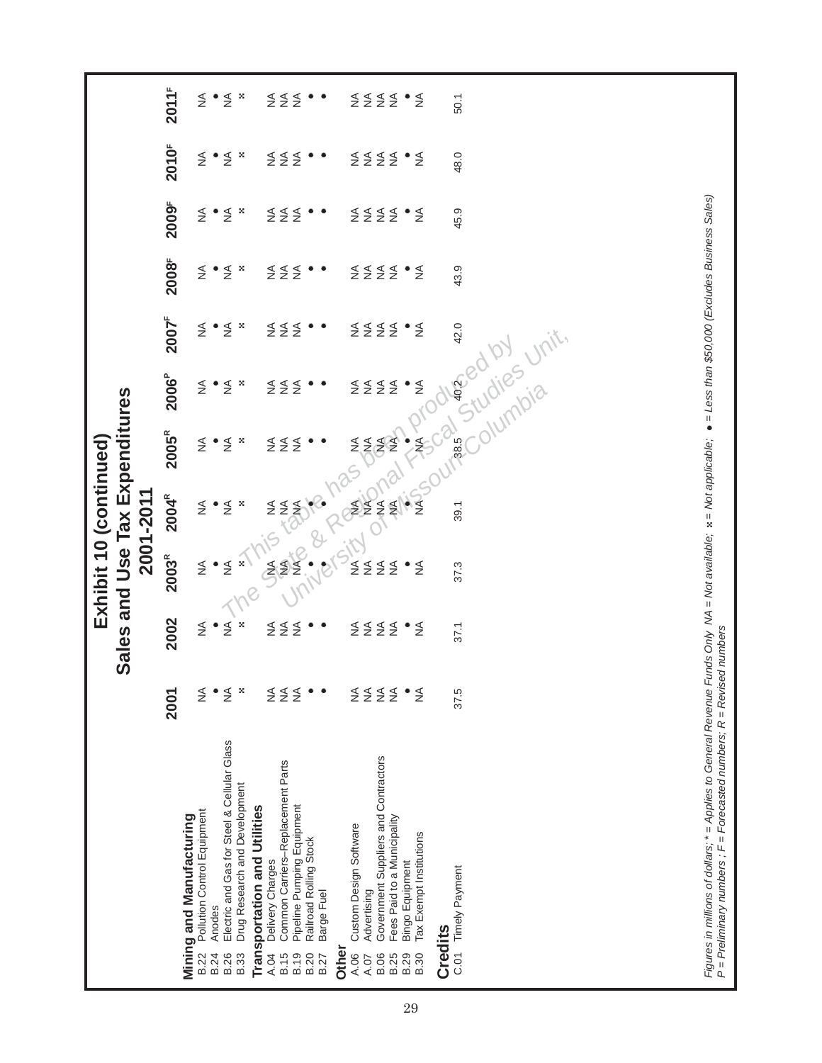# Exhibit 10 (continued)

## Sales and Use Tax Expenditures

### 2001-2011

| | 2001 | 2002 | 2003[R] | 2004[R] | 2005[R] | 2006[P] | 2007[F] | 2008[F] | 2009[F] | 2010[F] | 2011[F] |
|---|---|---|---|---|---|---|---|---|---|---|---|
| **Mining and Manufacturing** | | | | | | | | | | | |
| B.22 Pollution Control Equipment | NA | NA | NA | NA | NA | NA | NA | NA | NA | NA | NA |
| B.24 Anodes | • | • | • | • | • | • | • | • | • | • | • |
| B.26 Electric and Gas for Steel & Cellular Glass | NA | NA | NA | NA | NA | NA | NA | NA | NA | NA | NA |
| B.33 Drug Research and Development | x | x | x | x | x | x | x | x | x | x | x |
| **Transportation and Utilities** | | | | | | | | | | | |
| A.04 Delivery Charges | NA | NA | NA | NA | NA | NA | NA | NA | NA | NA | NA |
| B.15 Common Carriers–Replacement Parts | NA | NA | NA | NA | NA | NA | NA | NA | NA | NA | NA |
| B.19 Pipeline Pumping Equipment | NA | NA | NA | NA | NA | NA | NA | NA | NA | NA | NA |
| B.20 Railroad Rolling Stock | • | • | • | • | • | • | • | • | • | • | • |
| B.27 Barge Fuel | • | • | • | • | • | • | • | • | • | • | • |
| **Other** | | | | | | | | | | | |
| A.06 Custom Design Software | NA | NA | NA | NA | NA | NA | NA | NA | NA | NA | NA |
| A.07 Advertising | NA | NA | NA | NA | NA | NA | NA | NA | NA | NA | NA |
| B.06 Government Suppliers and Contractors | NA | NA | NA | NA | NA | NA | NA | NA | NA | NA | NA |
| B.25 Fees Paid to a Municipality | NA | NA | NA | NA | NA | NA | NA | NA | NA | NA | NA |
| B.29 Bingo Equipment | • | • | • | • | • | • | • | • | • | • | • |
| B.30 Tax Exempt Institutions | NA | NA | NA | NA | NA | NA | NA | NA | NA | NA | NA |
| **Credits** | | | | | | | | | | | |
| C.01 Timely Payment | 37.5 | 37.1 | 37.3 | 39.1 | 38.5 | 40.2 | 42.0 | 43.9 | 45.9 | 48.0 | 50.1 |

*Figures in millions of dollars; * = Applies to General Revenue Funds Only NA = Not available; x = Not applicable; • = Less than $50,000 (Excludes Business Sales)*
*P = Preliminary numbers ; F = Forecasted numbers; R = Revised numbers*